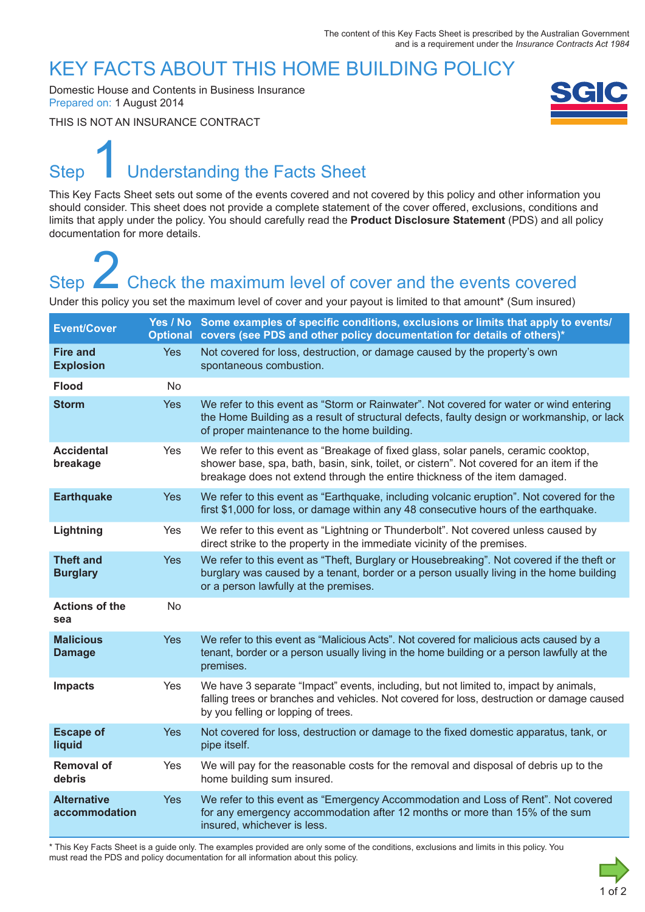The content of this Key Facts Sheet is prescribed by the Australian Government and is a requirement under the *Insurance Contracts Act 1984*

# KEY FACTS ABOUT THIS HOME BUILDING POLICY

Domestic House and Contents in Business Insurance
Prepared on: 1 August 2014

THIS IS NOT AN INSURANCE CONTRACT

## Step 1 Understanding the Facts Sheet

This Key Facts Sheet sets out some of the events covered and not covered by this policy and other information you should consider. This sheet does not provide a complete statement of the cover offered, exclusions, conditions and limits that apply under the policy. You should carefully read the **Product Disclosure Statement** (PDS) and all policy documentation for more details.

## Step 2 Check the maximum level of cover and the events covered

Under this policy you set the maximum level of cover and your payout is limited to that amount* (Sum insured)

| Event/Cover | Yes / No Optional | Some examples of specific conditions, exclusions or limits that apply to events/ covers (see PDS and other policy documentation for details of others)* |
|---|---|---|
| **Fire and Explosion** | Yes | Not covered for loss, destruction, or damage caused by the property's own spontaneous combustion. |
| **Flood** | No | |
| **Storm** | Yes | We refer to this event as "Storm or Rainwater". Not covered for water or wind entering the Home Building as a result of structural defects, faulty design or workmanship, or lack of proper maintenance to the home building. |
| **Accidental breakage** | Yes | We refer to this event as "Breakage of fixed glass, solar panels, ceramic cooktop, shower base, spa, bath, basin, sink, toilet, or cistern". Not covered for an item if the breakage does not extend through the entire thickness of the item damaged. |
| **Earthquake** | Yes | We refer to this event as "Earthquake, including volcanic eruption". Not covered for the first $1,000 for loss, or damage within any 48 consecutive hours of the earthquake. |
| **Lightning** | Yes | We refer to this event as "Lightning or Thunderbolt". Not covered unless caused by direct strike to the property in the immediate vicinity of the premises. |
| **Theft and Burglary** | Yes | We refer to this event as "Theft, Burglary or Housebreaking". Not covered if the theft or burglary was caused by a tenant, border or a person usually living in the home building or a person lawfully at the premises. |
| **Actions of the sea** | No | |
| **Malicious Damage** | Yes | We refer to this event as "Malicious Acts". Not covered for malicious acts caused by a tenant, border or a person usually living in the home building or a person lawfully at the premises. |
| **Impacts** | Yes | We have 3 separate "Impact" events, including, but not limited to, impact by animals, falling trees or branches and vehicles. Not covered for loss, destruction or damage caused by you felling or lopping of trees. |
| **Escape of liquid** | Yes | Not covered for loss, destruction or damage to the fixed domestic apparatus, tank, or pipe itself. |
| **Removal of debris** | Yes | We will pay for the reasonable costs for the removal and disposal of debris up to the home building sum insured. |
| **Alternative accommodation** | Yes | We refer to this event as "Emergency Accommodation and Loss of Rent". Not covered for any emergency accommodation after 12 months or more than 15% of the sum insured, whichever is less. |

\* This Key Facts Sheet is a guide only. The examples provided are only some of the conditions, exclusions and limits in this policy. You must read the PDS and policy documentation for all information about this policy.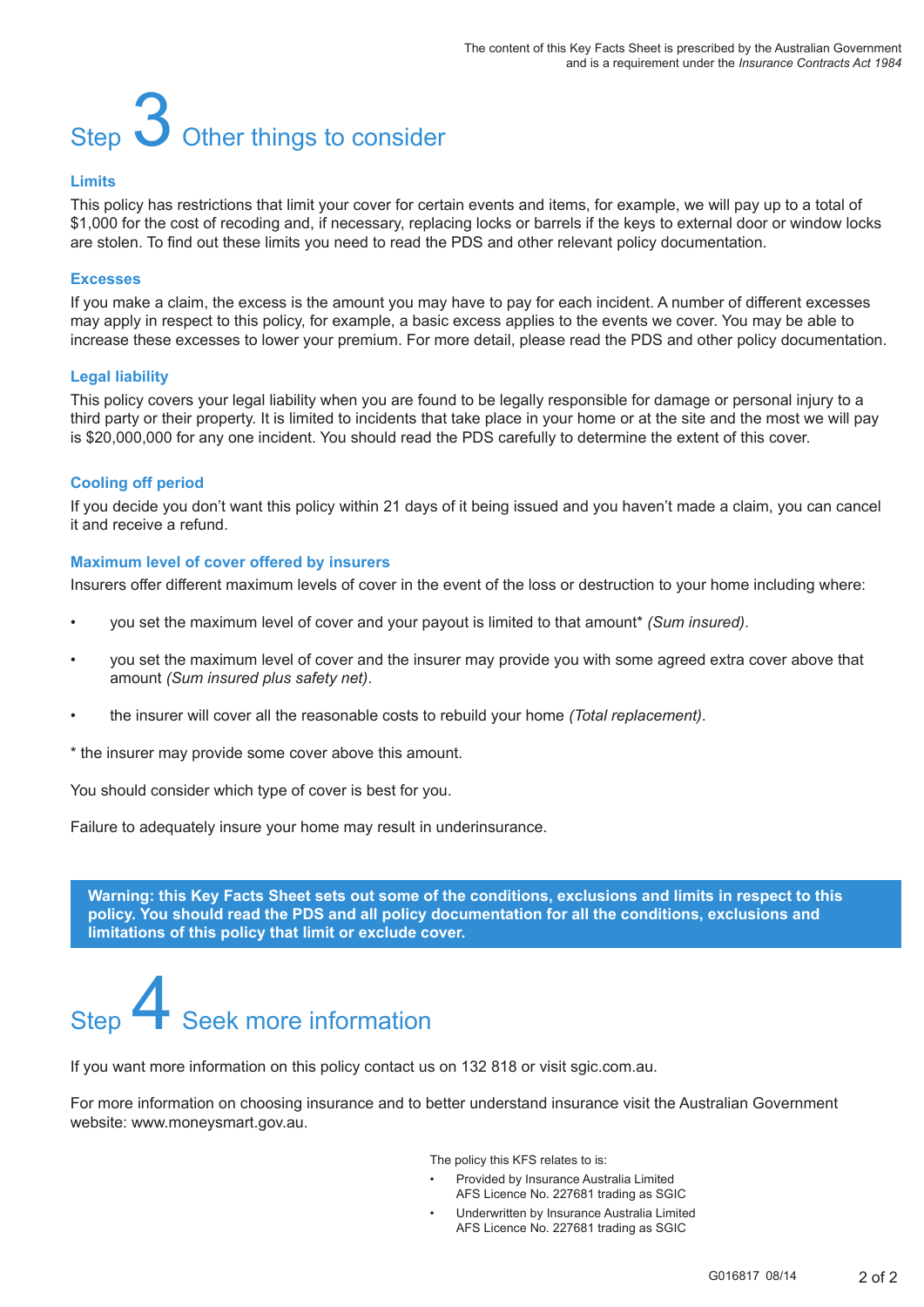The content of this Key Facts Sheet is prescribed by the Australian Government and is a requirement under the *Insurance Contracts Act 1984*

# Step 3 Other things to consider

### Limits

This policy has restrictions that limit your cover for certain events and items, for example, we will pay up to a total of $1,000 for the cost of recoding and, if necessary, replacing locks or barrels if the keys to external door or window locks are stolen. To find out these limits you need to read the PDS and other relevant policy documentation.

### Excesses

If you make a claim, the excess is the amount you may have to pay for each incident. A number of different excesses may apply in respect to this policy, for example, a basic excess applies to the events we cover. You may be able to increase these excesses to lower your premium. For more detail, please read the PDS and other policy documentation.

### Legal liability

This policy covers your legal liability when you are found to be legally responsible for damage or personal injury to a third party or their property. It is limited to incidents that take place in your home or at the site and the most we will pay is $20,000,000 for any one incident. You should read the PDS carefully to determine the extent of this cover.

### Cooling off period

If you decide you don't want this policy within 21 days of it being issued and you haven't made a claim, you can cancel it and receive a refund.

### Maximum level of cover offered by insurers

Insurers offer different maximum levels of cover in the event of the loss or destruction to your home including where:

- you set the maximum level of cover and your payout is limited to that amount* *(Sum insured)*.
- you set the maximum level of cover and the insurer may provide you with some agreed extra cover above that amount *(Sum insured plus safety net)*.
- the insurer will cover all the reasonable costs to rebuild your home *(Total replacement)*.

* the insurer may provide some cover above this amount.

You should consider which type of cover is best for you.

Failure to adequately insure your home may result in underinsurance.

**Warning: this Key Facts Sheet sets out some of the conditions, exclusions and limits in respect to this policy. You should read the PDS and all policy documentation for all the conditions, exclusions and limitations of this policy that limit or exclude cover.**

# Step 4 Seek more information

If you want more information on this policy contact us on 132 818 or visit sgic.com.au.

For more information on choosing insurance and to better understand insurance visit the Australian Government website: www.moneysmart.gov.au.

The policy this KFS relates to is:

- Provided by Insurance Australia Limited AFS Licence No. 227681 trading as SGIC
- Underwritten by Insurance Australia Limited AFS Licence No. 227681 trading as SGIC

G016817 08/14